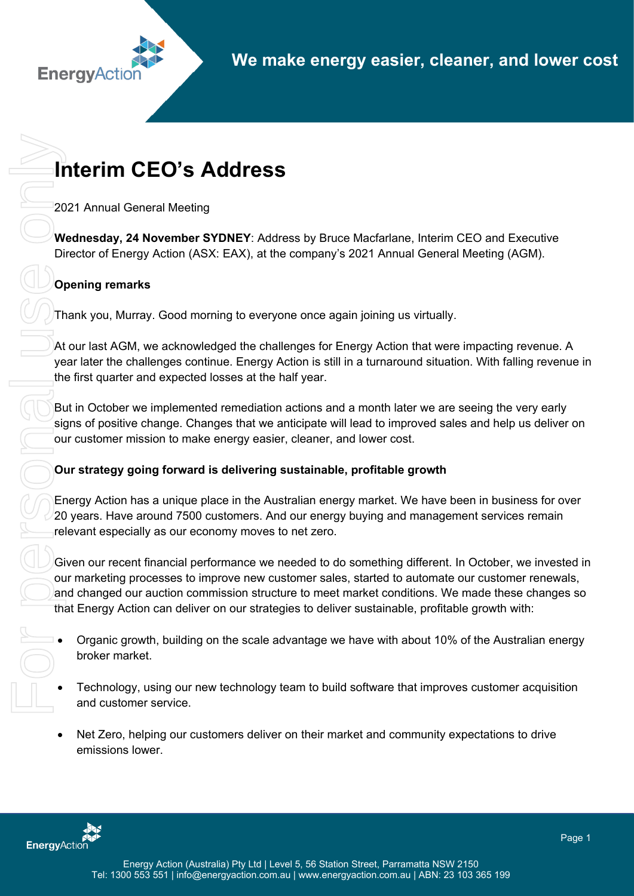# Interim CEO's Address

2021 Annual General Meeting

**Wednesday, 24 November SYDNEY**: Address by Bruce Macfarlane, Interim CEO and Executive Director of Energy Action (ASX: EAX), at the company's 2021 Annual General Meeting (AGM).

**Opening remarks**

Thank you, Murray. Good morning to everyone once again joining us virtually.

At our last AGM, we acknowledged the challenges for Energy Action that were impacting revenue. A year later the challenges continue. Energy Action is still in a turnaround situation. With falling revenue in the first quarter and expected losses at the half year.

But in October we implemented remediation actions and a month later we are seeing the very early signs of positive change. Changes that we anticipate will lead to improved sales and help us deliver on our customer mission to make energy easier, cleaner, and lower cost.

**Our strategy going forward is delivering sustainable, profitable growth**

Energy Action has a unique place in the Australian energy market. We have been in business for over 20 years. Have around 7500 customers. And our energy buying and management services remain relevant especially as our economy moves to net zero.

Given our recent financial performance we needed to do something different. In October, we invested in our marketing processes to improve new customer sales, started to automate our customer renewals, and changed our auction commission structure to meet market conditions. We made these changes so that Energy Action can deliver on our strategies to deliver sustainable, profitable growth with:

- Organic growth, building on the scale advantage we have with about 10% of the Australian energy broker market.
- Technology, using our new technology team to build software that improves customer acquisition and customer service.
- Net Zero, helping our customers deliver on their market and community expectations to drive emissions lower.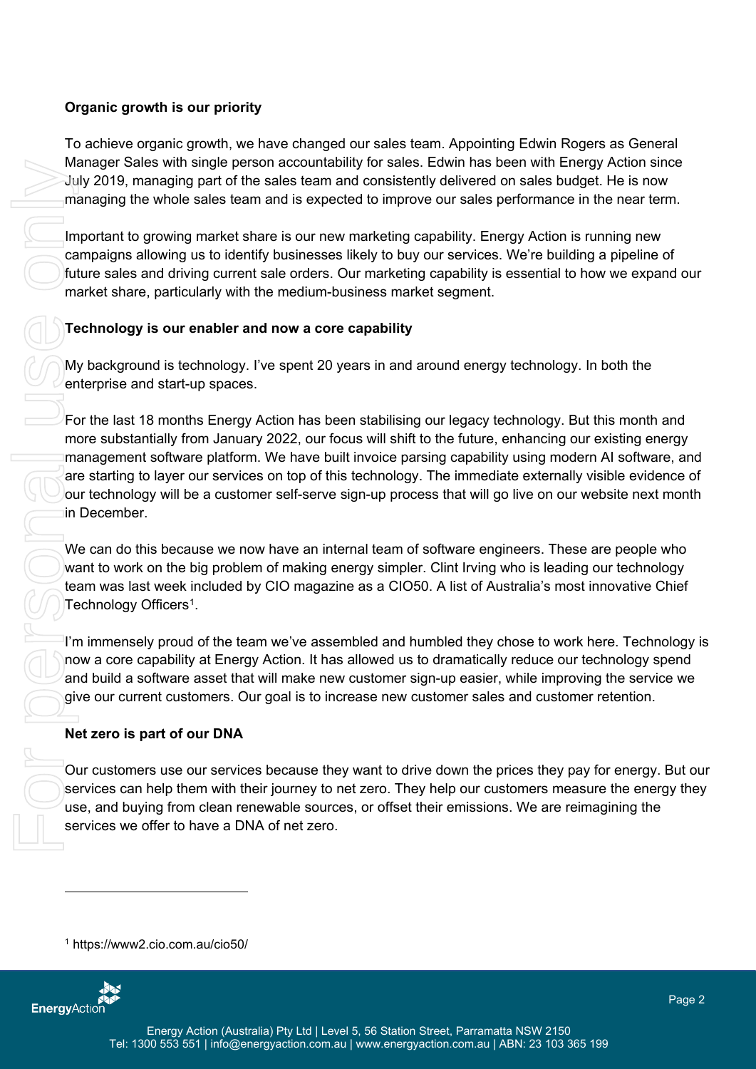**Organic growth is our priority**

To achieve organic growth, we have changed our sales team. Appointing Edwin Rogers as General Manager Sales with single person accountability for sales. Edwin has been with Energy Action since July 2019, managing part of the sales team and consistently delivered on sales budget. He is now managing the whole sales team and is expected to improve our sales performance in the near term.

Important to growing market share is our new marketing capability. Energy Action is running new campaigns allowing us to identify businesses likely to buy our services. We're building a pipeline of future sales and driving current sale orders. Our marketing capability is essential to how we expand our market share, particularly with the medium-business market segment.

**Technology is our enabler and now a core capability**

My background is technology. I've spent 20 years in and around energy technology. In both the enterprise and start-up spaces.

For the last 18 months Energy Action has been stabilising our legacy technology. But this month and more substantially from January 2022, our focus will shift to the future, enhancing our existing energy management software platform. We have built invoice parsing capability using modern AI software, and are starting to layer our services on top of this technology. The immediate externally visible evidence of our technology will be a customer self-serve sign-up process that will go live on our website next month in December.

We can do this because we now have an internal team of software engineers. These are people who want to work on the big problem of making energy simpler. Clint Irving who is leading our technology team was last week included by CIO magazine as a CIO50. A list of Australia's most innovative Chief Technology Officers[1].

I'm immensely proud of the team we've assembled and humbled they chose to work here. Technology is now a core capability at Energy Action. It has allowed us to dramatically reduce our technology spend and build a software asset that will make new customer sign-up easier, while improving the service we give our current customers. Our goal is to increase new customer sales and customer retention.

**Net zero is part of our DNA**

Our customers use our services because they want to drive down the prices they pay for energy. But our services can help them with their journey to net zero. They help our customers measure the energy they use, and buying from clean renewable sources, or offset their emissions. We are reimagining the services we offer to have a DNA of net zero.

---

[1] https://www2.cio.com.au/cio50/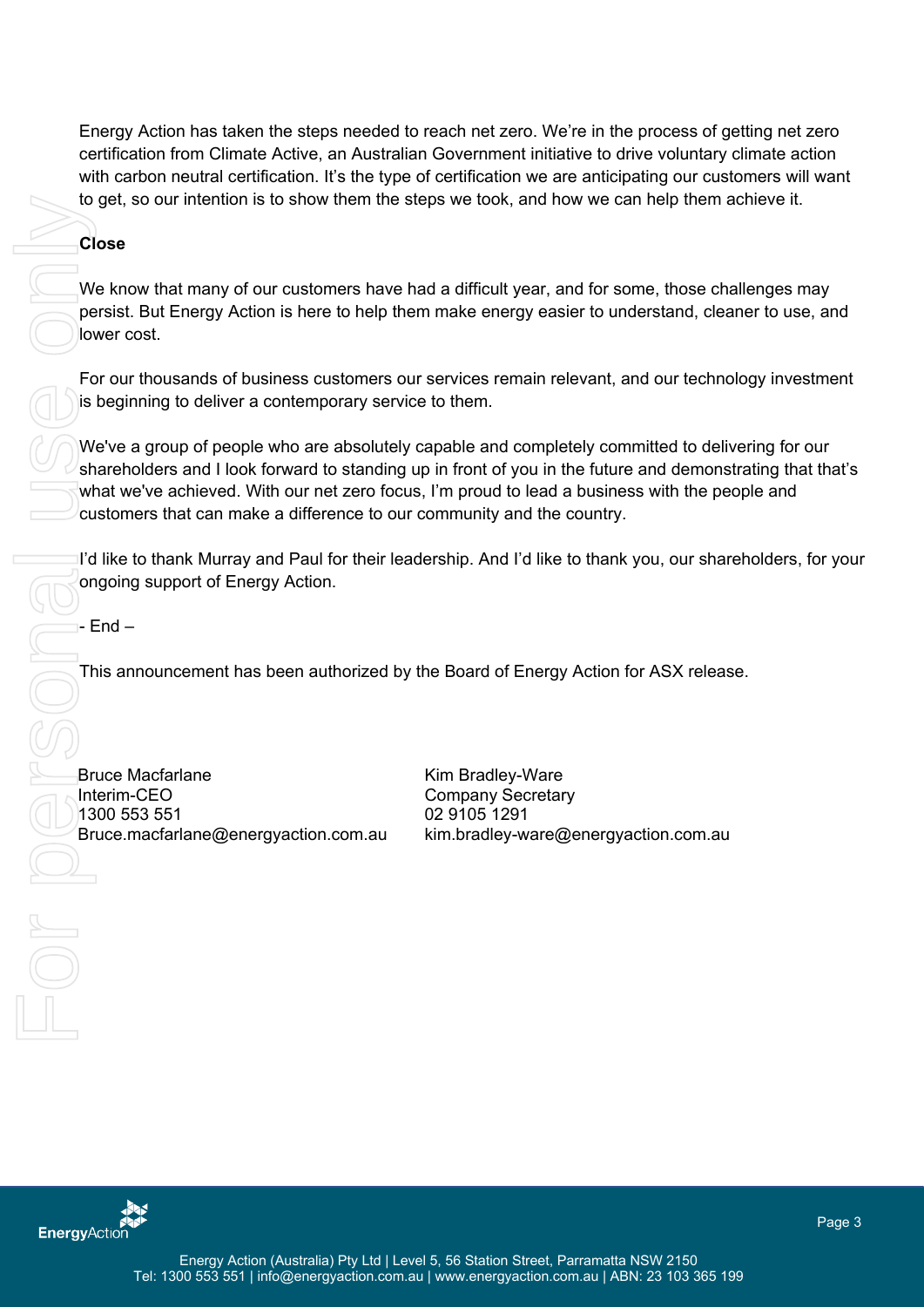Energy Action has taken the steps needed to reach net zero. We're in the process of getting net zero certification from Climate Active, an Australian Government initiative to drive voluntary climate action with carbon neutral certification. It's the type of certification we are anticipating our customers will want to get, so our intention is to show them the steps we took, and how we can help them achieve it.

**Close**

We know that many of our customers have had a difficult year, and for some, those challenges may persist. But Energy Action is here to help them make energy easier to understand, cleaner to use, and lower cost.

For our thousands of business customers our services remain relevant, and our technology investment is beginning to deliver a contemporary service to them.

We've a group of people who are absolutely capable and completely committed to delivering for our shareholders and I look forward to standing up in front of you in the future and demonstrating that that's what we've achieved. With our net zero focus, I'm proud to lead a business with the people and customers that can make a difference to our community and the country.

I'd like to thank Murray and Paul for their leadership. And I'd like to thank you, our shareholders, for your ongoing support of Energy Action.

- End –

This announcement has been authorized by the Board of Energy Action for ASX release.

Bruce Macfarlane
Interim-CEO
1300 553 551
Bruce.macfarlane@energyaction.com.au

Kim Bradley-Ware
Company Secretary
02 9105 1291
kim.bradley-ware@energyaction.com.au

Energy Action (Australia) Pty Ltd | Level 5, 56 Station Street, Parramatta NSW 2150
Tel: 1300 553 551 | info@energyaction.com.au | www.energyaction.com.au | ABN: 23 103 365 199